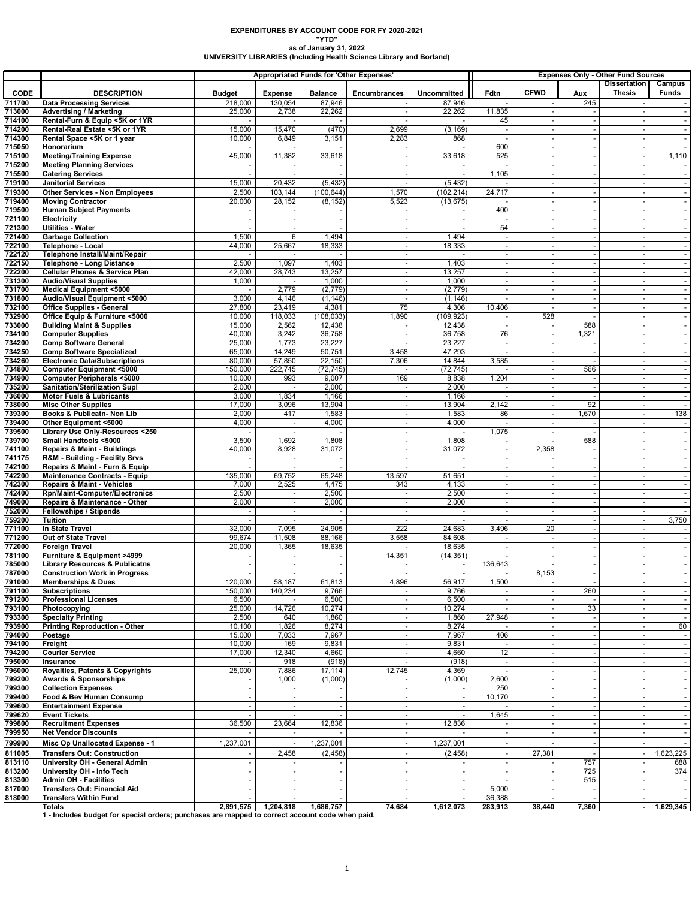**EXPENDITURES BY ACCOUNT CODE FOR FY 2020-2021**
**"YTD"**
**as of January 31, 2022**
**UNIVERSITY LIBRARIES (Including Health Science Library and Borland)**

| | | Appropriated Funds for 'Other Expenses' | | | | | Expenses Only - Other Fund Sources | | | | |
|---|---|---|---|---|---|---|---|---|---|---|---|
| CODE | DESCRIPTION | Budget | Expense | Balance | Encumbrances | Uncommitted | Fdtn | CFWD | Aux | Dissertation Thesis | Campus Funds |
| 711700 | Data Processing Services | 218,000 | 130,054 | 87,946 | - | 87,946 | - | - | 245 | - | - |
| 713000 | Advertising / Marketing | 25,000 | 2,738 | 22,262 | - | 22,262 | 11,835 | - | - | - | - |
| 714100 | Rental-Furn & Equip <5K or 1YR | - | - | - | - | - | 45 | - | - | - | - |
| 714200 | Rental-Real Estate <5K or 1YR | 15,000 | 15,470 | (470) | 2,699 | (3,169) | - | - | - | - | - |
| 714300 | Rental Space <5K or 1 year | 10,000 | 6,849 | 3,151 | 2,283 | 868 | - | - | - | - | - |
| 715050 | Honorarium | - | - | - | - | - | 600 | - | - | - | - |
| 715100 | Meeting/Training Expense | 45,000 | 11,382 | 33,618 | - | 33,618 | 525 | - | - | - | 1,110 |
| 715200 | Meeting Planning Services | - | - | - | - | - | - | - | - | - | - |
| 715500 | Catering Services | - | - | - | - | - | 1,105 | - | - | - | - |
| 719100 | Janitorial Services | 15,000 | 20,432 | (5,432) | - | (5,432) | - | - | - | - | - |
| 719300 | Other Services - Non Employees | 2,500 | 103,144 | (100,644) | 1,570 | (102,214) | 24,717 | - | - | - | - |
| 719400 | Moving Contractor | 20,000 | 28,152 | (8,152) | 5,523 | (13,675) | - | - | - | - | - |
| 719500 | Human Subject Payments | - | - | - | - | - | 400 | - | - | - | - |
| 721100 | Electricity | - | - | - | - | - | - | - | - | - | - |
| 721300 | Utilities - Water | - | - | - | - | - | 54 | - | - | - | - |
| 721400 | Garbage Collection | 1,500 | 6 | 1,494 | - | 1,494 | - | - | - | - | - |
| 722100 | Telephone - Local | 44,000 | 25,667 | 18,333 | - | 18,333 | - | - | - | - | - |
| 722120 | Telephone Install/Maint/Repair | - | - | - | - | - | - | - | - | - | - |
| 722150 | Telephone - Long Distance | 2,500 | 1,097 | 1,403 | - | 1,403 | - | - | - | - | - |
| 722200 | Cellular Phones & Service Plan | 42,000 | 28,743 | 13,257 | - | 13,257 | - | - | - | - | - |
| 731300 | Audio/Visual Supplies | 1,000 | - | 1,000 | - | 1,000 | - | - | - | - | - |
| 731700 | Medical Equipment <5000 | - | 2,779 | (2,779) | - | (2,779) | - | - | - | - | - |
| 731800 | Audio/Visual Equipment <5000 | 3,000 | 4,146 | (1,146) | - | (1,146) | - | - | - | - | - |
| 732100 | Office Supplies - General | 27,800 | 23,419 | 4,381 | 75 | 4,306 | 10,406 | - | - | - | - |
| 732900 | Office Equip & Furniture <5000 | 10,000 | 118,033 | (108,033) | 1,890 | (109,923) | - | 528 | - | - | - |
| 733000 | Building Maint & Supplies | 15,000 | 2,562 | 12,438 | - | 12,438 | - | - | 588 | - | - |
| 734100 | Computer Supplies | 40,000 | 3,242 | 36,758 | - | 36,758 | 76 | - | 1,321 | - | - |
| 734200 | Comp Software General | 25,000 | 1,773 | 23,227 | - | 23,227 | - | - | - | - | - |
| 734250 | Comp Software Specialized | 65,000 | 14,249 | 50,751 | 3,458 | 47,293 | - | - | - | - | - |
| 734260 | Electronic Data/Subscriptions | 80,000 | 57,850 | 22,150 | 7,306 | 14,844 | 3,585 | - | - | - | - |
| 734800 | Computer Equipment <5000 | 150,000 | 222,745 | (72,745) | - | (72,745) | - | - | 566 | - | - |
| 734900 | Computer Peripherals <5000 | 10,000 | 993 | 9,007 | 169 | 8,838 | 1,204 | - | - | - | - |
| 735200 | Sanitation/Sterilization Supl | 2,000 | - | 2,000 | - | 2,000 | - | - | - | - | - |
| 736000 | Motor Fuels & Lubricants | 3,000 | 1,834 | 1,166 | - | 1,166 | - | - | - | - | - |
| 738000 | Misc Other Supplies | 17,000 | 3,096 | 13,904 | - | 13,904 | 2,142 | - | 92 | - | - |
| 739300 | Books & Publicatn- Non Lib | 2,000 | 417 | 1,583 | - | 1,583 | 86 | - | 1,670 | - | 138 |
| 739400 | Other Equipment <5000 | 4,000 | - | 4,000 | - | 4,000 | - | - | - | - | - |
| 739500 | Library Use Only-Resources <250 | - | - | - | - | - | 1,075 | - | - | - | - |
| 739700 | Small Handtools <5000 | 3,500 | 1,692 | 1,808 | - | 1,808 | - | - | 588 | - | - |
| 741100 | Repairs & Maint - Buildings | 40,000 | 8,928 | 31,072 | - | 31,072 | - | 2,358 | - | - | - |
| 741175 | R&M - Building - Facility Srvs | - | - | - | - | - | - | - | - | - | - |
| 742100 | Repairs & Maint - Furn & Equip | - | - | - | - | - | - | - | - | - | - |
| 742200 | Maintenance Contracts - Equip | 135,000 | 69,752 | 65,248 | 13,597 | 51,651 | - | - | - | - | - |
| 742300 | Repairs & Maint - Vehicles | 7,000 | 2,525 | 4,475 | 343 | 4,133 | - | - | - | - | - |
| 742400 | Rpr/Maint-Computer/Electronics | 2,500 | - | 2,500 | - | 2,500 | - | - | - | - | - |
| 749000 | Repairs & Maintenance - Other | 2,000 | - | 2,000 | - | 2,000 | - | - | - | - | - |
| 752000 | Fellowships / Stipends | - | - | - | - | - | - | - | - | - | - |
| 759200 | Tuition | - | - | - | - | - | - | - | - | - | 3,750 |
| 771100 | In State Travel | 32,000 | 7,095 | 24,905 | 222 | 24,683 | 3,496 | 20 | - | - | - |
| 771200 | Out of State Travel | 99,674 | 11,508 | 88,166 | 3,558 | 84,608 | - | - | - | - | - |
| 772000 | Foreign Travel | 20,000 | 1,365 | 18,635 | - | 18,635 | - | - | - | - | - |
| 781100 | Furniture & Equipment >4999 | - | - | - | 14,351 | (14,351) | - | - | - | - | - |
| 785000 | Library Resources & Publicatns | - | - | - | - | - | 136,643 | - | - | - | - |
| 787000 | Construction Work in Progress | - | - | - | - | - | - | 8,153 | - | - | - |
| 791000 | Memberships & Dues | 120,000 | 58,187 | 61,813 | 4,896 | 56,917 | 1,500 | - | - | - | - |
| 791100 | Subscriptions | 150,000 | 140,234 | 9,766 | - | 9,766 | - | - | 260 | - | - |
| 791200 | Professional Licenses | 6,500 | - | 6,500 | - | 6,500 | - | - | - | - | - |
| 793100 | Photocopying | 25,000 | 14,726 | 10,274 | - | 10,274 | - | - | 33 | - | - |
| 793300 | Specialty Printing | 2,500 | 640 | 1,860 | - | 1,860 | 27,948 | - | - | - | - |
| 793900 | Printing Reproduction - Other | 10,100 | 1,826 | 8,274 | - | 8,274 | - | - | - | - | 60 |
| 794000 | Postage | 15,000 | 7,033 | 7,967 | - | 7,967 | 406 | - | - | - | - |
| 794100 | Freight | 10,000 | 169 | 9,831 | - | 9,831 | - | - | - | - | - |
| 794200 | Courier Service | 17,000 | 12,340 | 4,660 | - | 4,660 | 12 | - | - | - | - |
| 795000 | Insurance | - | 918 | (918) | - | (918) | - | - | - | - | - |
| 796000 | Royalties, Patents & Copyrights | 25,000 | 7,886 | 17,114 | 12,745 | 4,369 | - | - | - | - | - |
| 799200 | Awards & Sponsorships | - | 1,000 | (1,000) | - | (1,000) | 2,600 | - | - | - | - |
| 799300 | Collection Expenses | - | - | - | - | - | 250 | - | - | - | - |
| 799400 | Food & Bev Human Consump | - | - | - | - | - | 10,170 | - | - | - | - |
| 799600 | Entertainment Expense | - | - | - | - | - | - | - | - | - | - |
| 799620 | Event Tickets | - | - | - | - | - | 1,645 | - | - | - | - |
| 799800 | Recruitment Expenses | 36,500 | 23,664 | 12,836 | - | 12,836 | - | - | - | - | - |
| 799950 | Net Vendor Discounts | - | - | - | - | - | - | - | - | - | - |
| 799900 | Misc Op Unallocated Expense - 1 | 1,237,001 | - | 1,237,001 | - | 1,237,001 | - | - | - | - | - |
| 811005 | Transfers Out: Construction | - | 2,458 | (2,458) | - | (2,458) | - | 27,381 | - | - | 1,623,225 |
| 813110 | University OH - General Admin | - | - | - | - | - | - | - | 757 | - | 688 |
| 813200 | University OH - Info Tech | - | - | - | - | - | - | - | 725 | - | 374 |
| 813300 | Admin OH - Facilities | - | - | - | - | - | - | - | 515 | - | - |
| 817000 | Transfers Out: Financial Aid | - | - | - | - | - | 5,000 | - | - | - | - |
| 818000 | Transfers Within Fund | - | - | - | - | - | 36,388 | - | - | - | - |
| | **Totals** | **2,891,575** | **1,204,818** | **1,686,757** | **74,684** | **1,612,073** | **283,913** | **38,440** | **7,360** | **-** | **1,629,345** |

**1 - Includes budget for special orders; purchases are mapped to correct account code when paid.**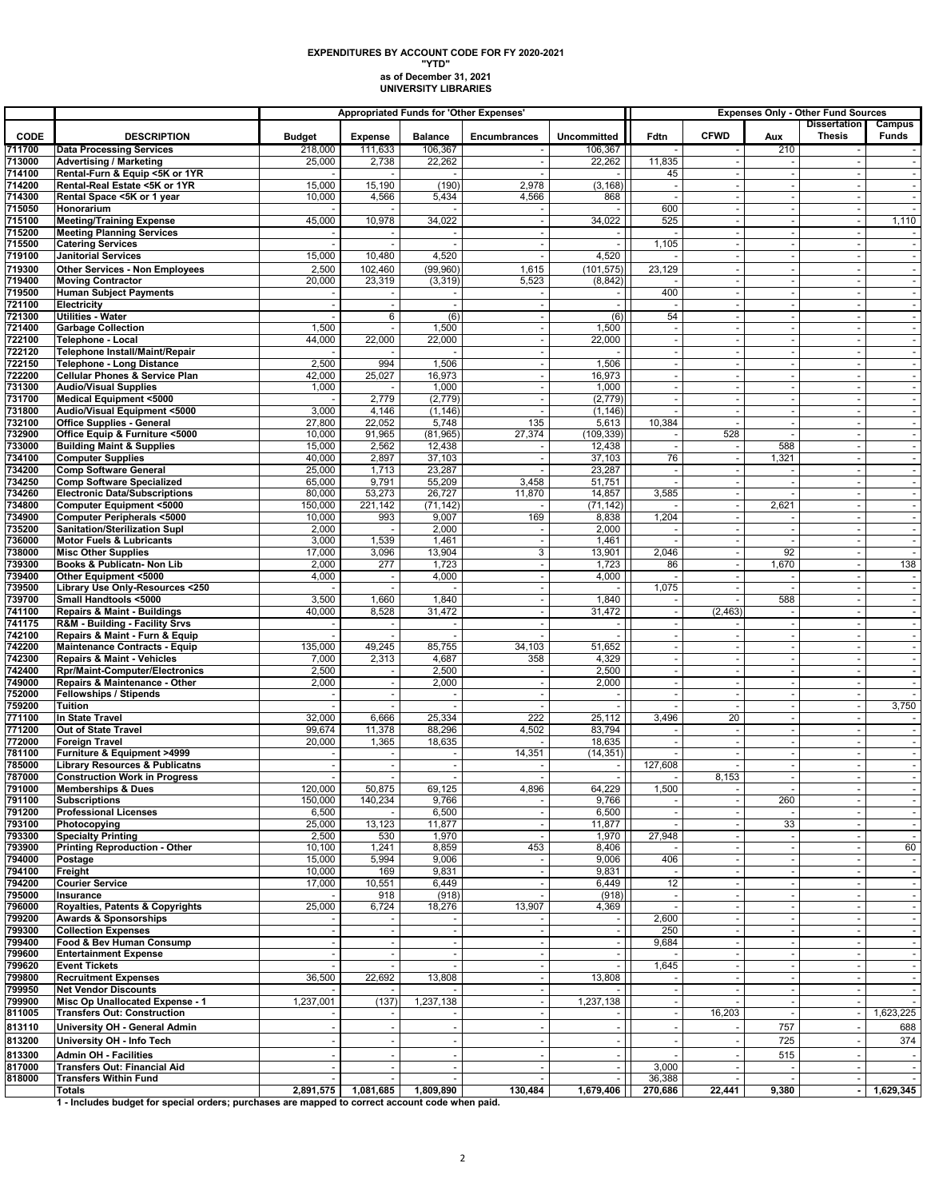# EXPENDITURES BY ACCOUNT CODE FOR FY 2020-2021
## "YTD"
### as of December 31, 2021
### UNIVERSITY LIBRARIES

| | | Appropriated Funds for 'Other Expenses' | | | | | Expenses Only - Other Fund Sources | | | | |
|---|---|---|---|---|---|---|---|---|---|---|---|
| CODE | DESCRIPTION | Budget | Expense | Balance | Encumbrances | Uncommitted | Fdtn | CFWD | Aux | Dissertation Thesis | Campus Funds |
| 711700 | Data Processing Services | 218,000 | 111,633 | 106,367 | - | 106,367 | - | - | 210 | - | - |
| 713000 | Advertising / Marketing | 25,000 | 2,738 | 22,262 | - | 22,262 | 11,835 | - | - | - | - |
| 714100 | Rental-Furn & Equip <5K or 1YR | - | - | - | - | - | 45 | - | - | - | - |
| 714200 | Rental-Real Estate <5K or 1YR | 15,000 | 15,190 | (190) | 2,978 | (3,168) | - | - | - | - | - |
| 714300 | Rental Space <5K or 1 year | 10,000 | 4,566 | 5,434 | 4,566 | 868 | - | - | - | - | - |
| 715050 | Honorarium | - | - | - | - | - | 600 | - | - | - | - |
| 715100 | Meeting/Training Expense | 45,000 | 10,978 | 34,022 | - | 34,022 | 525 | - | - | - | 1,110 |
| 715200 | Meeting Planning Services | - | - | - | - | - | - | - | - | - | - |
| 715500 | Catering Services | - | - | - | - | - | 1,105 | - | - | - | - |
| 719100 | Janitorial Services | 15,000 | 10,480 | 4,520 | - | 4,520 | - | - | - | - | - |
| 719300 | Other Services - Non Employees | 2,500 | 102,460 | (99,960) | 1,615 | (101,575) | 23,129 | - | - | - | - |
| 719400 | Moving Contractor | 20,000 | 23,319 | (3,319) | 5,523 | (8,842) | - | - | - | - | - |
| 719500 | Human Subject Payments | - | - | - | - | - | 400 | - | - | - | - |
| 721100 | Electricity | - | - | - | - | - | - | - | - | - | - |
| 721300 | Utilities - Water | - | 6 | (6) | - | (6) | 54 | - | - | - | - |
| 721400 | Garbage Collection | 1,500 | - | 1,500 | - | 1,500 | - | - | - | - | - |
| 722100 | Telephone - Local | 44,000 | 22,000 | 22,000 | - | 22,000 | - | - | - | - | - |
| 722120 | Telephone Install/Maint/Repair | - | - | - | - | - | - | - | - | - | - |
| 722150 | Telephone - Long Distance | 2,500 | 994 | 1,506 | - | 1,506 | - | - | - | - | - |
| 722200 | Cellular Phones & Service Plan | 42,000 | 25,027 | 16,973 | - | 16,973 | - | - | - | - | - |
| 731300 | Audio/Visual Supplies | 1,000 | - | 1,000 | - | 1,000 | - | - | - | - | - |
| 731700 | Medical Equipment <5000 | - | 2,779 | (2,779) | - | (2,779) | - | - | - | - | - |
| 731800 | Audio/Visual Equipment <5000 | 3,000 | 4,146 | (1,146) | - | (1,146) | - | - | - | - | - |
| 732100 | Office Supplies - General | 27,800 | 22,052 | 5,748 | 135 | 5,613 | 10,384 | - | - | - | - |
| 732900 | Office Equip & Furniture <5000 | 10,000 | 91,965 | (81,965) | 27,374 | (109,339) | - | 528 | - | - | - |
| 733000 | Building Maint & Supplies | 15,000 | 2,562 | 12,438 | - | 12,438 | - | - | 588 | - | - |
| 734100 | Computer Supplies | 40,000 | 2,897 | 37,103 | - | 37,103 | 76 | - | 1,321 | - | - |
| 734200 | Comp Software General | 25,000 | 1,713 | 23,287 | - | 23,287 | - | - | - | - | - |
| 734250 | Comp Software Specialized | 65,000 | 9,791 | 55,209 | 3,458 | 51,751 | - | - | - | - | - |
| 734260 | Electronic Data/Subscriptions | 80,000 | 53,273 | 26,727 | 11,870 | 14,857 | 3,585 | - | - | - | - |
| 734800 | Computer Equipment <5000 | 150,000 | 221,142 | (71,142) | - | (71,142) | - | - | 2,621 | - | - |
| 734900 | Computer Peripherals <5000 | 10,000 | 993 | 9,007 | 169 | 8,838 | 1,204 | - | - | - | - |
| 735200 | Sanitation/Sterilization Supl | 2,000 | - | 2,000 | - | 2,000 | - | - | - | - | - |
| 736000 | Motor Fuels & Lubricants | 3,000 | 1,539 | 1,461 | - | 1,461 | - | - | - | - | - |
| 738000 | Misc Other Supplies | 17,000 | 3,096 | 13,904 | 3 | 13,901 | 2,046 | - | 92 | - | - |
| 739300 | Books & Publicatn- Non Lib | 2,000 | 277 | 1,723 | - | 1,723 | 86 | - | 1,670 | - | 138 |
| 739400 | Other Equipment <5000 | 4,000 | - | 4,000 | - | 4,000 | - | - | - | - | - |
| 739500 | Library Use Only-Resources <250 | - | - | - | - | - | 1,075 | - | - | - | - |
| 739700 | Small Handtools <5000 | 3,500 | 1,660 | 1,840 | - | 1,840 | - | - | 588 | - | - |
| 741100 | Repairs & Maint - Buildings | 40,000 | 8,528 | 31,472 | - | 31,472 | - | (2,463) | - | - | - |
| 741175 | R&M - Building - Facility Srvs | - | - | - | - | - | - | - | - | - | - |
| 742100 | Repairs & Maint - Furn & Equip | - | - | - | - | - | - | - | - | - | - |
| 742200 | Maintenance Contracts - Equip | 135,000 | 49,245 | 85,755 | 34,103 | 51,652 | - | - | - | - | - |
| 742300 | Repairs & Maint - Vehicles | 7,000 | 2,313 | 4,687 | 358 | 4,329 | - | - | - | - | - |
| 742400 | Rpr/Maint-Computer/Electronics | 2,500 | - | 2,500 | - | 2,500 | - | - | - | - | - |
| 749000 | Repairs & Maintenance - Other | 2,000 | - | 2,000 | - | 2,000 | - | - | - | - | - |
| 752000 | Fellowships / Stipends | - | - | - | - | - | - | - | - | - | - |
| 759200 | Tuition | - | - | - | - | - | - | - | - | - | 3,750 |
| 771100 | In State Travel | 32,000 | 6,666 | 25,334 | 222 | 25,112 | 3,496 | 20 | - | - | - |
| 771200 | Out of State Travel | 99,674 | 11,378 | 88,296 | 4,502 | 83,794 | - | - | - | - | - |
| 772000 | Foreign Travel | 20,000 | 1,365 | 18,635 | - | 18,635 | - | - | - | - | - |
| 781100 | Furniture & Equipment >4999 | - | - | - | 14,351 | (14,351) | - | - | - | - | - |
| 785000 | Library Resources & Publicatns | - | - | - | - | - | 127,608 | - | - | - | - |
| 787000 | Construction Work in Progress | - | - | - | - | - | - | 8,153 | - | - | - |
| 791000 | Memberships & Dues | 120,000 | 50,875 | 69,125 | 4,896 | 64,229 | 1,500 | - | - | - | - |
| 791100 | Subscriptions | 150,000 | 140,234 | 9,766 | - | 9,766 | - | - | 260 | - | - |
| 791200 | Professional Licenses | 6,500 | - | 6,500 | - | 6,500 | - | - | - | - | - |
| 793100 | Photocopying | 25,000 | 13,123 | 11,877 | - | 11,877 | - | - | 33 | - | - |
| 793300 | Specialty Printing | 2,500 | 530 | 1,970 | - | 1,970 | 27,948 | - | - | - | - |
| 793900 | Printing Reproduction - Other | 10,100 | 1,241 | 8,859 | 453 | 8,406 | - | - | - | - | 60 |
| 794000 | Postage | 15,000 | 5,994 | 9,006 | - | 9,006 | 406 | - | - | - | - |
| 794100 | Freight | 10,000 | 169 | 9,831 | - | 9,831 | - | - | - | - | - |
| 794200 | Courier Service | 17,000 | 10,551 | 6,449 | - | 6,449 | 12 | - | - | - | - |
| 795000 | Insurance | - | 918 | (918) | - | (918) | - | - | - | - | - |
| 796000 | Royalties, Patents & Copyrights | 25,000 | 6,724 | 18,276 | 13,907 | 4,369 | - | - | - | - | - |
| 799200 | Awards & Sponsorships | - | - | - | - | - | 2,600 | - | - | - | - |
| 799300 | Collection Expenses | - | - | - | - | - | 250 | - | - | - | - |
| 799400 | Food & Bev Human Consump | - | - | - | - | - | 9,684 | - | - | - | - |
| 799600 | Entertainment Expense | - | - | - | - | - | - | - | - | - | - |
| 799620 | Event Tickets | - | - | - | - | - | 1,645 | - | - | - | - |
| 799800 | Recruitment Expenses | 36,500 | 22,692 | 13,808 | - | 13,808 | - | - | - | - | - |
| 799950 | Net Vendor Discounts | - | - | - | - | - | - | - | - | - | - |
| 799900 | Misc Op Unallocated Expense - 1 | 1,237,001 | (137) | 1,237,138 | - | 1,237,138 | - | - | - | - | - |
| 811005 | Transfers Out: Construction | - | - | - | - | - | - | 16,203 | - | - | 1,623,225 |
| 813110 | University OH - General Admin | - | - | - | - | - | - | - | 757 | - | 688 |
| 813200 | University OH - Info Tech | - | - | - | - | - | - | - | 725 | - | 374 |
| 813300 | Admin OH - Facilities | - | - | - | - | - | - | - | 515 | - | - |
| 817000 | Transfers Out: Financial Aid | - | - | - | - | - | 3,000 | - | - | - | - |
| 818000 | Transfers Within Fund | - | - | - | - | - | 36,388 | - | - | - | - |
| | **Totals** | **2,891,575** | **1,081,685** | **1,809,890** | **130,484** | **1,679,406** | **270,686** | **22,441** | **9,380** | **-** | **1,629,345** |

**1 - Includes budget for special orders; purchases are mapped to correct account code when paid.**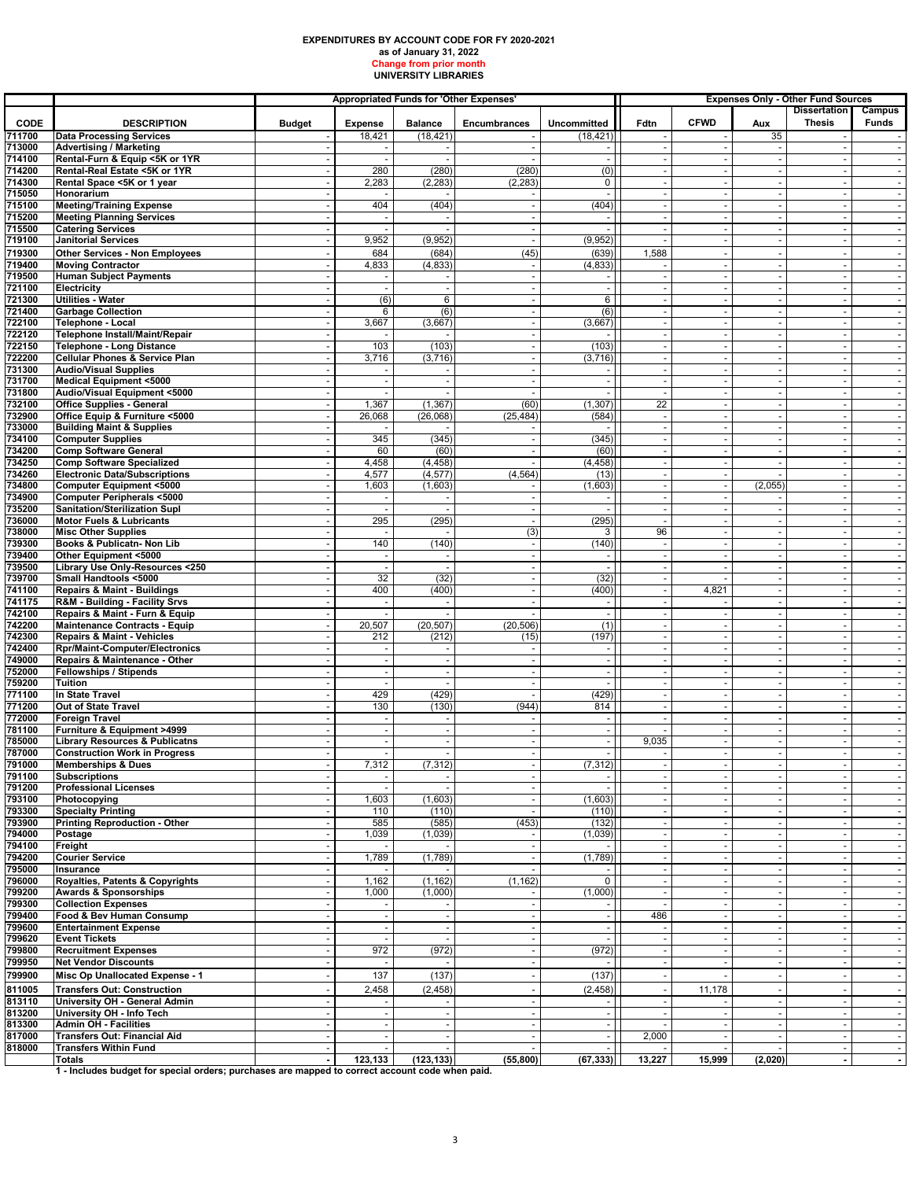**EXPENDITURES BY ACCOUNT CODE FOR FY 2020-2021**
**as of January 31, 2022**
**Change from prior month**
**UNIVERSITY LIBRARIES**

| | | Appropriated Funds for 'Other Expenses' | | | | | Expenses Only - Other Fund Sources | | | | |
|---|---|---|---|---|---|---|---|---|---|---|---|
| CODE | DESCRIPTION | Budget | Expense | Balance | Encumbrances | Uncommitted | Fdtn | CFWD | Aux | Dissertation Thesis | Campus Funds |
| 711700 | Data Processing Services | - | 18,421 | (18,421) | - | (18,421) | - | - | 35 | - | - |
| 713000 | Advertising / Marketing | - | - | - | - | - | - | - | - | - | - |
| 714100 | Rental-Furn & Equip <5K or 1YR | - | - | - | - | - | - | - | - | - | - |
| 714200 | Rental-Real Estate <5K or 1YR | - | 280 | (280) | (280) | (0) | - | - | - | - | - |
| 714300 | Rental Space <5K or 1 year | - | 2,283 | (2,283) | (2,283) | 0 | - | - | - | - | - |
| 715050 | Honorarium | - | - | - | - | - | - | - | - | - | - |
| 715100 | Meeting/Training Expense | - | 404 | (404) | - | (404) | - | - | - | - | - |
| 715200 | Meeting Planning Services | - | - | - | - | - | - | - | - | - | - |
| 715500 | Catering Services | - | - | - | - | - | - | - | - | - | - |
| 719100 | Janitorial Services | - | 9,952 | (9,952) | - | (9,952) | - | - | - | - | - |
| 719300 | Other Services - Non Employees | - | 684 | (684) | (45) | (639) | 1,588 | - | - | - | - |
| 719400 | Moving Contractor | - | 4,833 | (4,833) | - | (4,833) | - | - | - | - | - |
| 719500 | Human Subject Payments | - | - | - | - | - | - | - | - | - | - |
| 721100 | Electricity | - | - | - | - | - | - | - | - | - | - |
| 721300 | Utilities - Water | - | (6) | 6 | - | 6 | - | - | - | - | - |
| 721400 | Garbage Collection | - | 6 | (6) | - | (6) | - | - | - | - | - |
| 722100 | Telephone - Local | - | 3,667 | (3,667) | - | (3,667) | - | - | - | - | - |
| 722120 | Telephone Install/Maint/Repair | - | - | - | - | - | - | - | - | - | - |
| 722150 | Telephone - Long Distance | - | 103 | (103) | - | (103) | - | - | - | - | - |
| 722200 | Cellular Phones & Service Plan | - | 3,716 | (3,716) | - | (3,716) | - | - | - | - | - |
| 731300 | Audio/Visual Supplies | - | - | - | - | - | - | - | - | - | - |
| 731700 | Medical Equipment <5000 | - | - | - | - | - | - | - | - | - | - |
| 731800 | Audio/Visual Equipment <5000 | - | - | - | - | - | - | - | - | - | - |
| 732100 | Office Supplies - General | - | 1,367 | (1,367) | (60) | (1,307) | 22 | - | - | - | - |
| 732900 | Office Equip & Furniture <5000 | - | 26,068 | (26,068) | (25,484) | (584) | - | - | - | - | - |
| 733000 | Building Maint & Supplies | - | - | - | - | - | - | - | - | - | - |
| 734100 | Computer Supplies | - | 345 | (345) | - | (345) | - | - | - | - | - |
| 734200 | Comp Software General | - | 60 | (60) | - | (60) | - | - | - | - | - |
| 734250 | Comp Software Specialized | - | 4,458 | (4,458) | - | (4,458) | - | - | - | - | - |
| 734260 | Electronic Data/Subscriptions | - | 4,577 | (4,577) | (4,564) | (13) | - | - | - | - | - |
| 734800 | Computer Equipment <5000 | - | 1,603 | (1,603) | - | (1,603) | - | - | (2,055) | - | - |
| 734900 | Computer Peripherals <5000 | - | - | - | - | - | - | - | - | - | - |
| 735200 | Sanitation/Sterilization Supl | - | - | - | - | - | - | - | - | - | - |
| 736000 | Motor Fuels & Lubricants | - | 295 | (295) | - | (295) | - | - | - | - | - |
| 738000 | Misc Other Supplies | - | - | - | (3) | 3 | 96 | - | - | - | - |
| 739300 | Books & Publicatn- Non Lib | - | 140 | (140) | - | (140) | - | - | - | - | - |
| 739400 | Other Equipment <5000 | - | - | - | - | - | - | - | - | - | - |
| 739500 | Library Use Only-Resources <250 | - | - | - | - | - | - | - | - | - | - |
| 739700 | Small Handtools <5000 | - | 32 | (32) | - | (32) | - | - | - | - | - |
| 741100 | Repairs & Maint - Buildings | - | 400 | (400) | - | (400) | - | 4,821 | - | - | - |
| 741175 | R&M - Building - Facility Srvs | - | - | - | - | - | - | - | - | - | - |
| 742100 | Repairs & Maint - Furn & Equip | - | - | - | - | - | - | - | - | - | - |
| 742200 | Maintenance Contracts - Equip | - | 20,507 | (20,507) | (20,506) | (1) | - | - | - | - | - |
| 742300 | Repairs & Maint - Vehicles | - | 212 | (212) | (15) | (197) | - | - | - | - | - |
| 742400 | Rpr/Maint-Computer/Electronics | - | - | - | - | - | - | - | - | - | - |
| 749000 | Repairs & Maintenance - Other | - | - | - | - | - | - | - | - | - | - |
| 752000 | Fellowships / Stipends | - | - | - | - | - | - | - | - | - | - |
| 759200 | Tuition | - | - | - | - | - | - | - | - | - | - |
| 771100 | In State Travel | - | 429 | (429) | - | (429) | - | - | - | - | - |
| 771200 | Out of State Travel | - | 130 | (130) | (944) | 814 | - | - | - | - | - |
| 772000 | Foreign Travel | - | - | - | - | - | - | - | - | - | - |
| 781100 | Furniture & Equipment >4999 | - | - | - | - | - | - | - | - | - | - |
| 785000 | Library Resources & Publicatns | - | - | - | - | - | 9,035 | - | - | - | - |
| 787000 | Construction Work in Progress | - | - | - | - | - | - | - | - | - | - |
| 791000 | Memberships & Dues | - | 7,312 | (7,312) | - | (7,312) | - | - | - | - | - |
| 791100 | Subscriptions | - | - | - | - | - | - | - | - | - | - |
| 791200 | Professional Licenses | - | - | - | - | - | - | - | - | - | - |
| 793100 | Photocopying | - | 1,603 | (1,603) | - | (1,603) | - | - | - | - | - |
| 793300 | Specialty Printing | - | 110 | (110) | - | (110) | - | - | - | - | - |
| 793900 | Printing Reproduction - Other | - | 585 | (585) | (453) | (132) | - | - | - | - | - |
| 794000 | Postage | - | 1,039 | (1,039) | - | (1,039) | - | - | - | - | - |
| 794100 | Freight | - | - | - | - | - | - | - | - | - | - |
| 794200 | Courier Service | - | 1,789 | (1,789) | - | (1,789) | - | - | - | - | - |
| 795000 | Insurance | - | - | - | - | - | - | - | - | - | - |
| 796000 | Royalties, Patents & Copyrights | - | 1,162 | (1,162) | (1,162) | 0 | - | - | - | - | - |
| 799200 | Awards & Sponsorships | - | 1,000 | (1,000) | - | (1,000) | - | - | - | - | - |
| 799300 | Collection Expenses | - | - | - | - | - | - | - | - | - | - |
| 799400 | Food & Bev Human Consump | - | - | - | - | - | 486 | - | - | - | - |
| 799600 | Entertainment Expense | - | - | - | - | - | - | - | - | - | - |
| 799620 | Event Tickets | - | - | - | - | - | - | - | - | - | - |
| 799800 | Recruitment Expenses | - | 972 | (972) | - | (972) | - | - | - | - | - |
| 799950 | Net Vendor Discounts | - | - | - | - | - | - | - | - | - | - |
| 799900 | Misc Op Unallocated Expense - 1 | - | 137 | (137) | - | (137) | - | - | - | - | - |
| 811005 | Transfers Out: Construction | - | 2,458 | (2,458) | - | (2,458) | - | 11,178 | - | - | - |
| 813110 | University OH - General Admin | - | - | - | - | - | - | - | - | - | - |
| 813200 | University OH - Info Tech | - | - | - | - | - | - | - | - | - | - |
| 813300 | Admin OH - Facilities | - | - | - | - | - | - | - | - | - | - |
| 817000 | Transfers Out: Financial Aid | - | - | - | - | - | 2,000 | - | - | - | - |
| 818000 | Transfers Within Fund | - | - | - | - | - | - | - | - | - | - |
| | **Totals** | **-** | **123,133** | **(123,133)** | **(55,800)** | **(67,333)** | **13,227** | **15,999** | **(2,020)** | **-** | **-** |

**1 - Includes budget for special orders; purchases are mapped to correct account code when paid.**